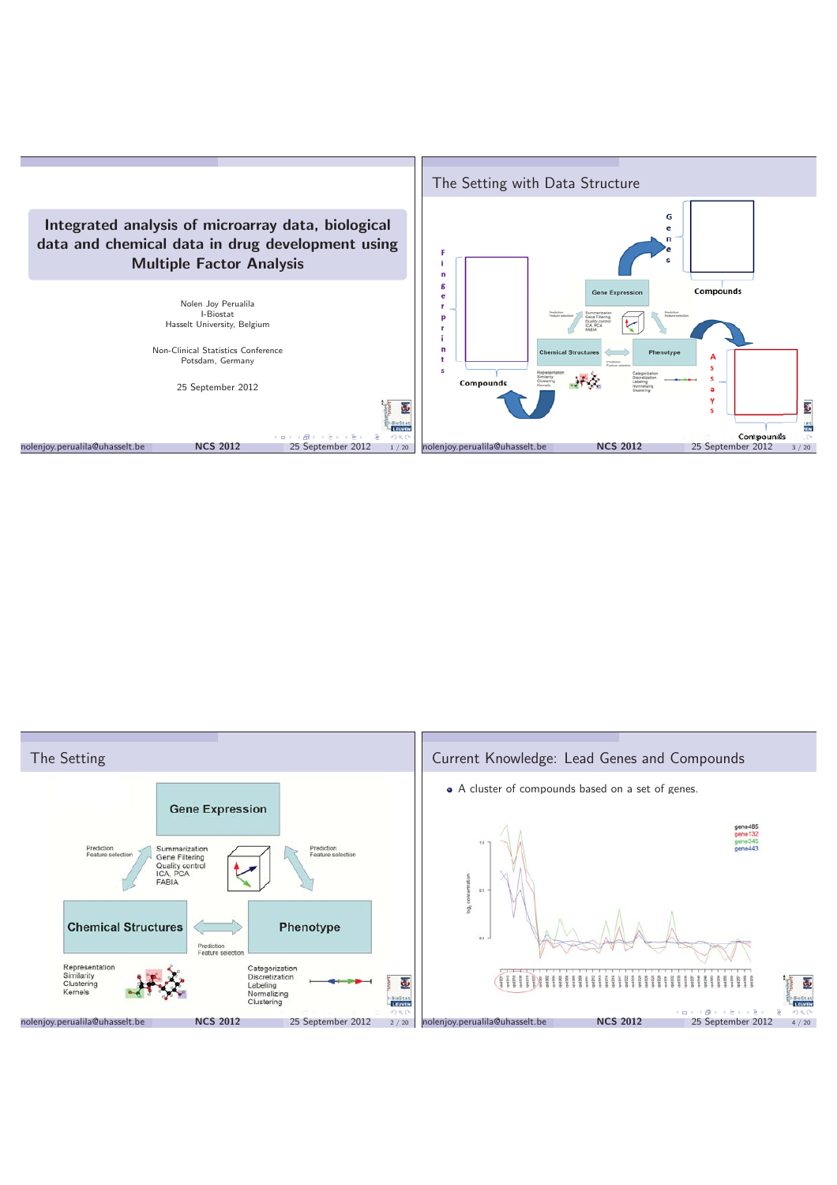# Integrated analysis of microarray data, biological data and chemical data in drug development using Multiple Factor Analysis

Nolen Joy Perualila
I-Biostat
Hasselt University, Belgium

Non-Clinical Statistics Conference
Potsdam, Germany

25 September 2012

## The Setting

Gene Expression

Prediction
Feature selection

Summarization
Gene Filtering
Quality control
ICA, PCA
FABIA

Prediction
Feature selection

Chemical Structures

Prediction
Feature selection

Phenotype

Representation
Similarity
Clustering
Kernels

Categorization
Discretization
Labeling
Normalizing
Clustering

## The Setting with Data Structure

Genes

Compounds

Fingerprints

Compounds

Assays

Compounds

## Current Knowledge: Lead Genes and Compounds

- A cluster of compounds based on a set of genes.

gene485
gene132
gene345
gene443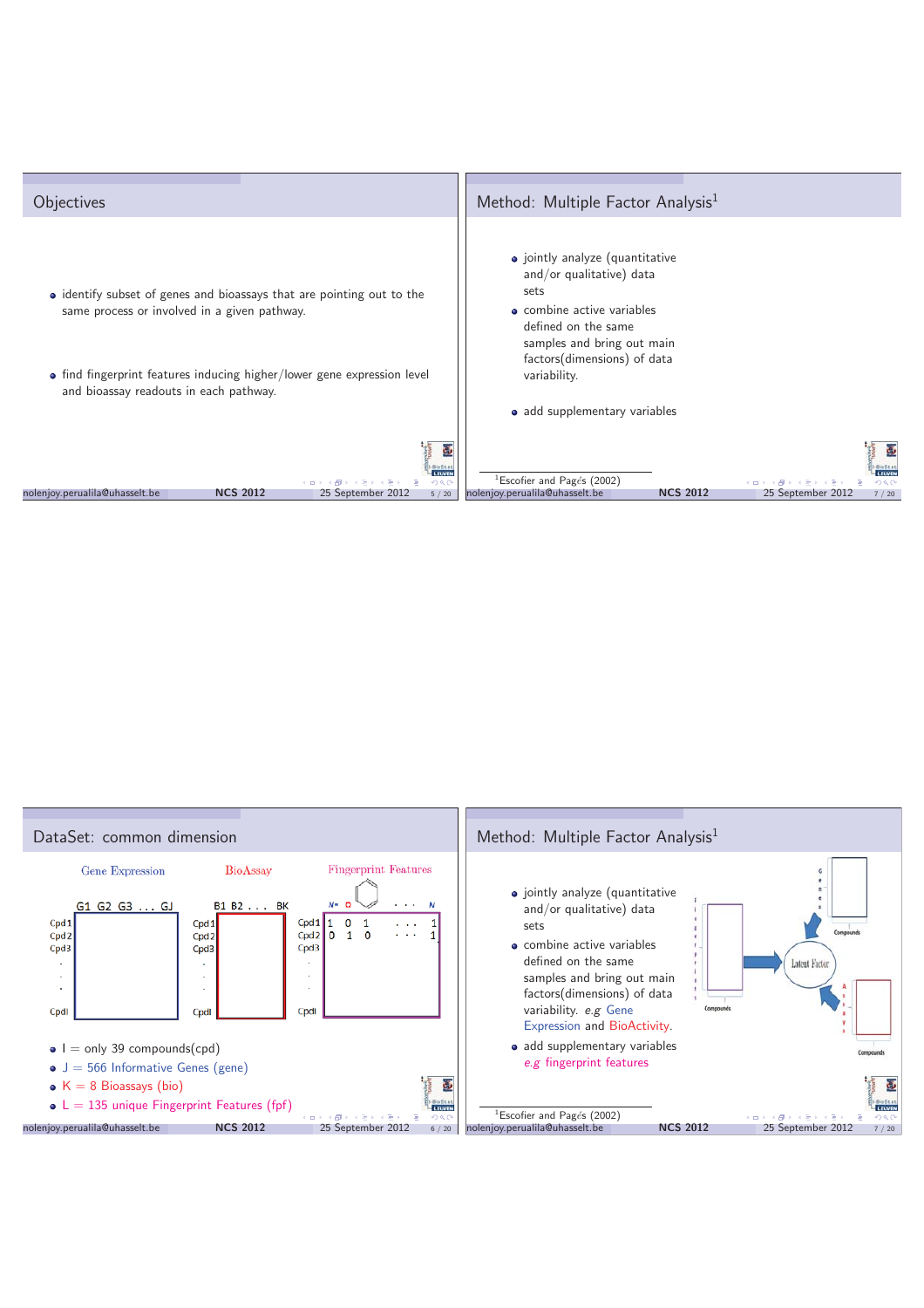## Objectives

- identify subset of genes and bioassays that are pointing out to the same process or involved in a given pathway.
- find fingerprint features inducing higher/lower gene expression level and bioassay readouts in each pathway.

## Method: Multiple Factor Analysis[1]

- jointly analyze (quantitative and/or qualitative) data sets
- combine active variables defined on the same samples and bring out main factors(dimensions) of data variability.
- add supplementary variables

[1] Escofier and Pagès (2002)

## DataSet: common dimension

Gene Expression — G1 G2 G3 ... GJ; rows Cpd1, Cpd2, Cpd3, ..., CpdI

BioAssay — B1 B2 ... BK; rows Cpd1, Cpd2, Cpd3, ..., CpdI

Fingerprint Features — N= O ... N; rows Cpd1: 1 0 1 ... 1; Cpd2: 0 1 0 ... 1; Cpd3, ..., CpdI

- I = only 39 compounds(cpd)
- J = 566 Informative Genes (gene)
- K = 8 Bioassays (bio)
- L = 135 unique Fingerprint Features (fpf)

## Method: Multiple Factor Analysis[1]

- jointly analyze (quantitative and/or qualitative) data sets
- combine active variables defined on the same samples and bring out main factors(dimensions) of data variability. *e.g* Gene Expression and BioActivity.
- add supplementary variables *e.g* fingerprint features

Genes — Compounds; Fingerprint — Compounds; Latent Factor; Assays — Compounds

[1] Escofier and Pagès (2002)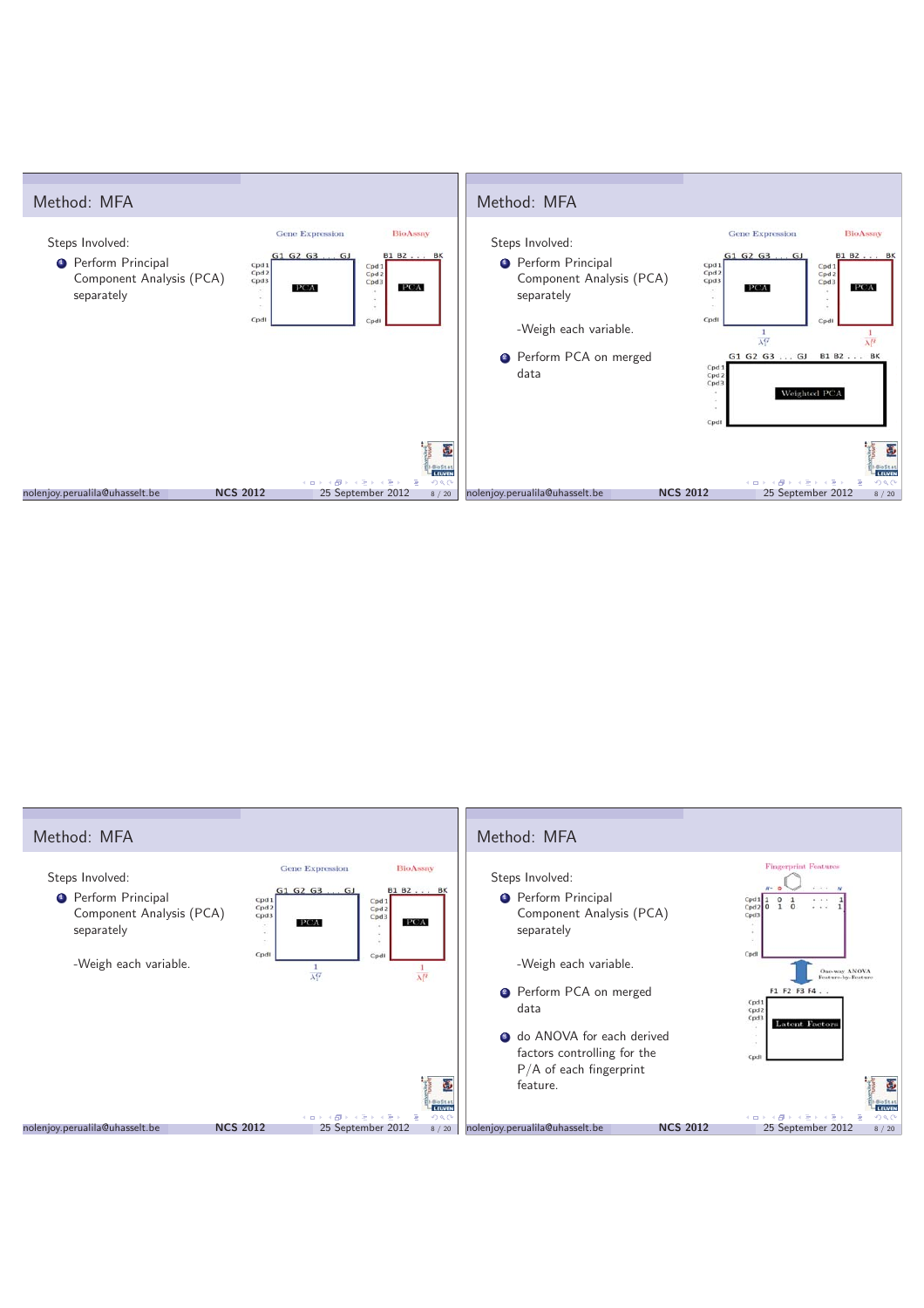## Method: MFA

Steps Involved:

1. Perform Principal Component Analysis (PCA) separately

Gene Expression | BioAssay

G1 G2 G3 . . . GJ | B1 B2 . . . BK

Cpd 1, Cpd 2, Cpd 3, . . . CpdI — PCA | PCA

## Method: MFA

Steps Involved:

1. Perform Principal Component Analysis (PCA) separately

   -Weigh each variable.

2. Perform PCA on merged data

Gene Expression | BioAssay

G1 G2 G3 . . . GJ | B1 B2 . . . BK

Cpd 1, Cpd 2, Cpd 3, . . . CpdI — PCA | PCA

$\frac{1}{\lambda_1^G}$ $\frac{1}{\lambda_1^B}$

G1 G2 G3 . . . GJ B1 B2 . . . BK

Cpd 1, Cpd 2, Cpd 3, . . . CpdI — Weighted PCA

## Method: MFA

Steps Involved:

1. Perform Principal Component Analysis (PCA) separately

   -Weigh each variable.

Gene Expression | BioAssay

G1 G2 G3 . . . GJ | B1 B2 . . . BK

Cpd 1, Cpd 2, Cpd 3, . . . CpdI — PCA | PCA

$\frac{1}{\lambda_1^G}$ $\frac{1}{\lambda_1^B}$

## Method: MFA

Steps Involved:

1. Perform Principal Component Analysis (PCA) separately

   -Weigh each variable.

2. Perform PCA on merged data

3. do ANOVA for each derived factors controlling for the P/A of each fingerprint feature.

Fingerprint Features

Cpd1: 1 0 1 . . . 1

Cpd2: 0 1 0 . . . 1

Cpd3 . . . CpdI

One-way ANOVA Feature-by-Feature

F1 F2 F3 F4 . .

Cpd1, Cpd2, Cpd3, . . . CpdI — Latent Factors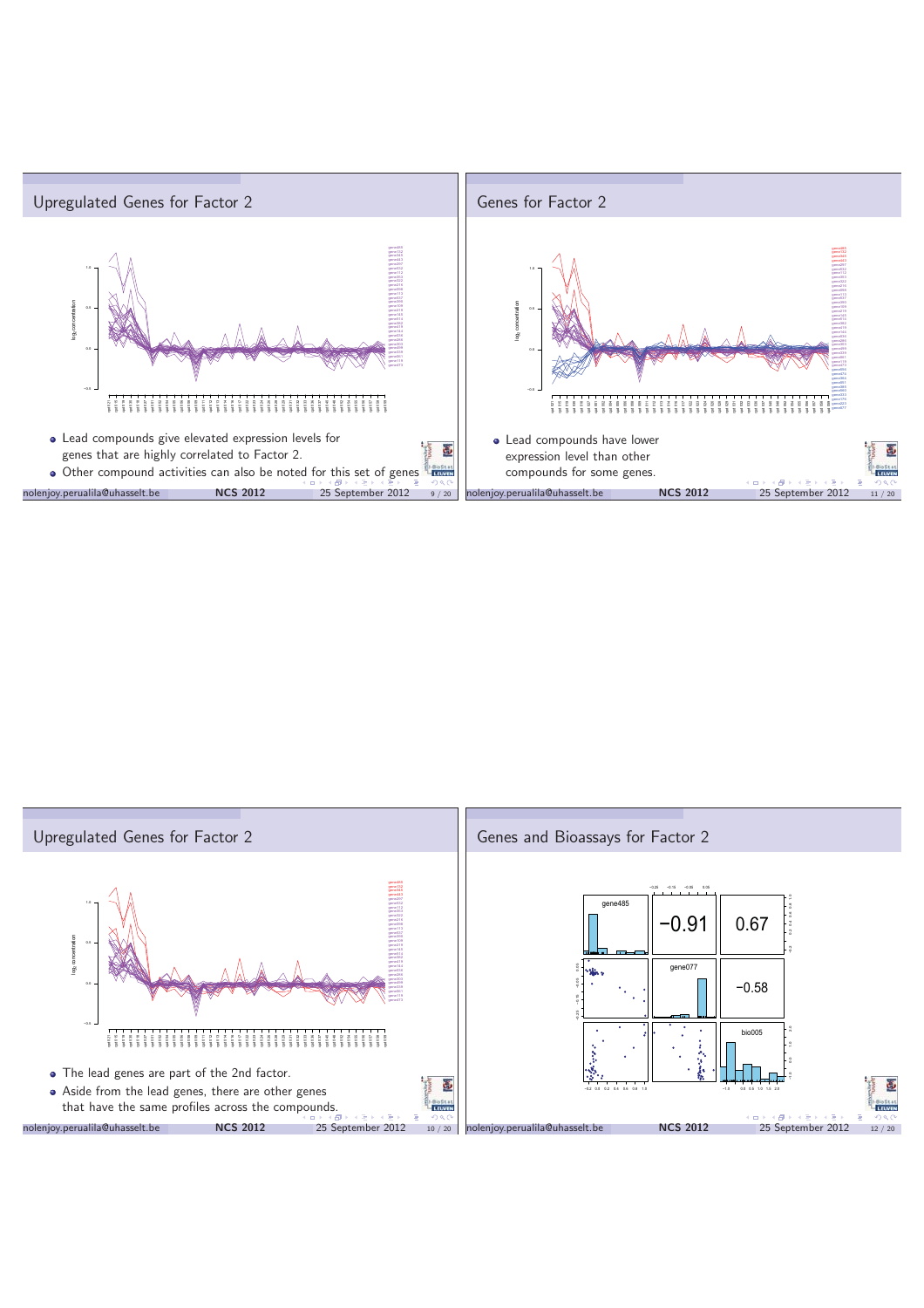## Upregulated Genes for Factor 2

- Lead compounds give elevated expression levels for genes that are highly correlated to Factor 2.
- Other compound activities can also be noted for this set of genes

## Genes for Factor 2

- Lead compounds have lower expression level than other compounds for some genes.

## Upregulated Genes for Factor 2

- The lead genes are part of the 2nd factor.
- Aside from the lead genes, there are other genes that have the same profiles across the compounds.

## Genes and Bioassays for Factor 2

|  | gene485 | gene077 | bio005 |
|---|---|---|---|
| gene485 |  | −0.91 | 0.67 |
| gene077 |  |  | −0.58 |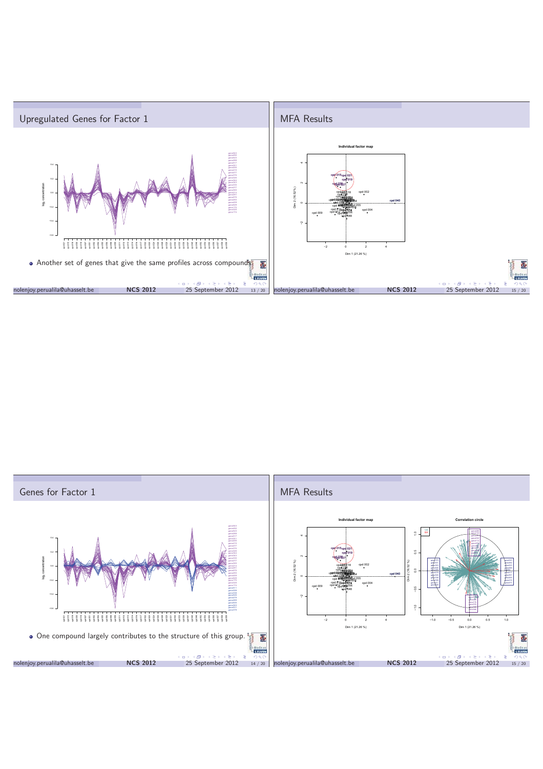## Upregulated Genes for Factor 1

- Another set of genes that give the same profiles across compounds.

## MFA Results

## Genes for Factor 1

- One compound largely contributes to the structure of this group.

## MFA Results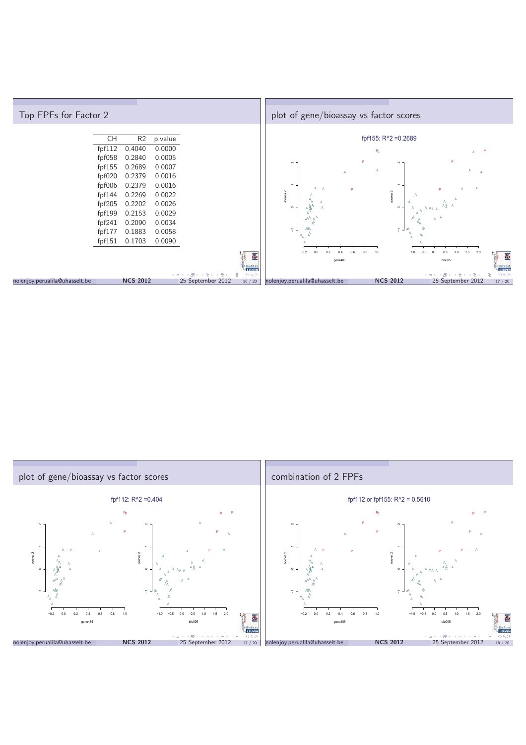## Top FPFs for Factor 2

| CH | R2 | p.value |
|---|---|---|
| fpf112 | 0.4040 | 0.0000 |
| fpf058 | 0.2840 | 0.0005 |
| fpf155 | 0.2689 | 0.0007 |
| fpf020 | 0.2379 | 0.0016 |
| fpf006 | 0.2379 | 0.0016 |
| fpf144 | 0.2269 | 0.0022 |
| fpf205 | 0.2202 | 0.0026 |
| fpf199 | 0.2153 | 0.0029 |
| fpf241 | 0.2090 | 0.0034 |
| fpf177 | 0.1883 | 0.0058 |
| fpf151 | 0.1703 | 0.0090 |

## plot of gene/bioassay vs factor scores

fpf155: R^2 =0.2689

## plot of gene/bioassay vs factor scores

fpf112: R^2 =0.404

## combination of 2 FPFs

fpf112 or fpf155: R^2 = 0.5610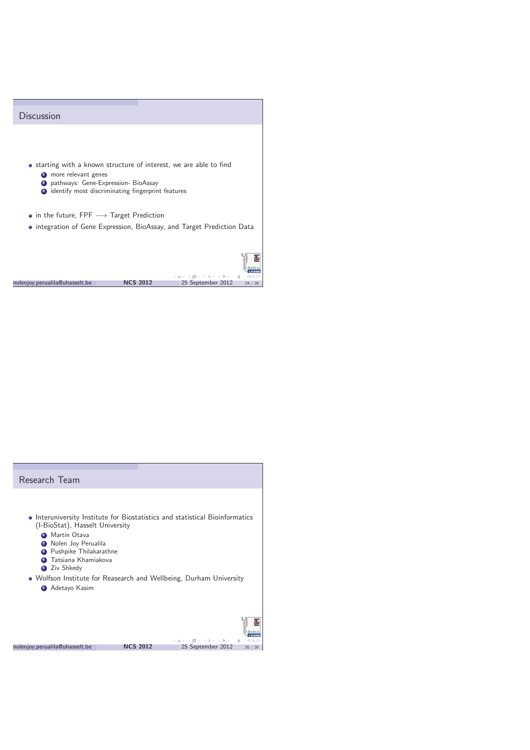## Discussion

- starting with a known structure of interest, we are able to find
  1. more relevant genes
  2. pathways: Gene-Expression- BioAssay
  3. identify most discriminating fingerprint features
- in the future, FPF $\longrightarrow$ Target Prediction
- integration of Gene Expression, BioAssay, and Target Prediction Data

## Research Team

- Interuniversity Institute for Biostatistics and statistical Bioinformatics (I-BioStat), Hasselt University
  1. Martin Otava
  2. Nolen Joy Perualila
  3. Pushpike Thilakarathne
  4. Tatsiana Khamiakova
  5. Ziv Shkedy
- Wolfson Institute for Reasearch and Wellbeing, Durham University
  1. Adetayo Kasim